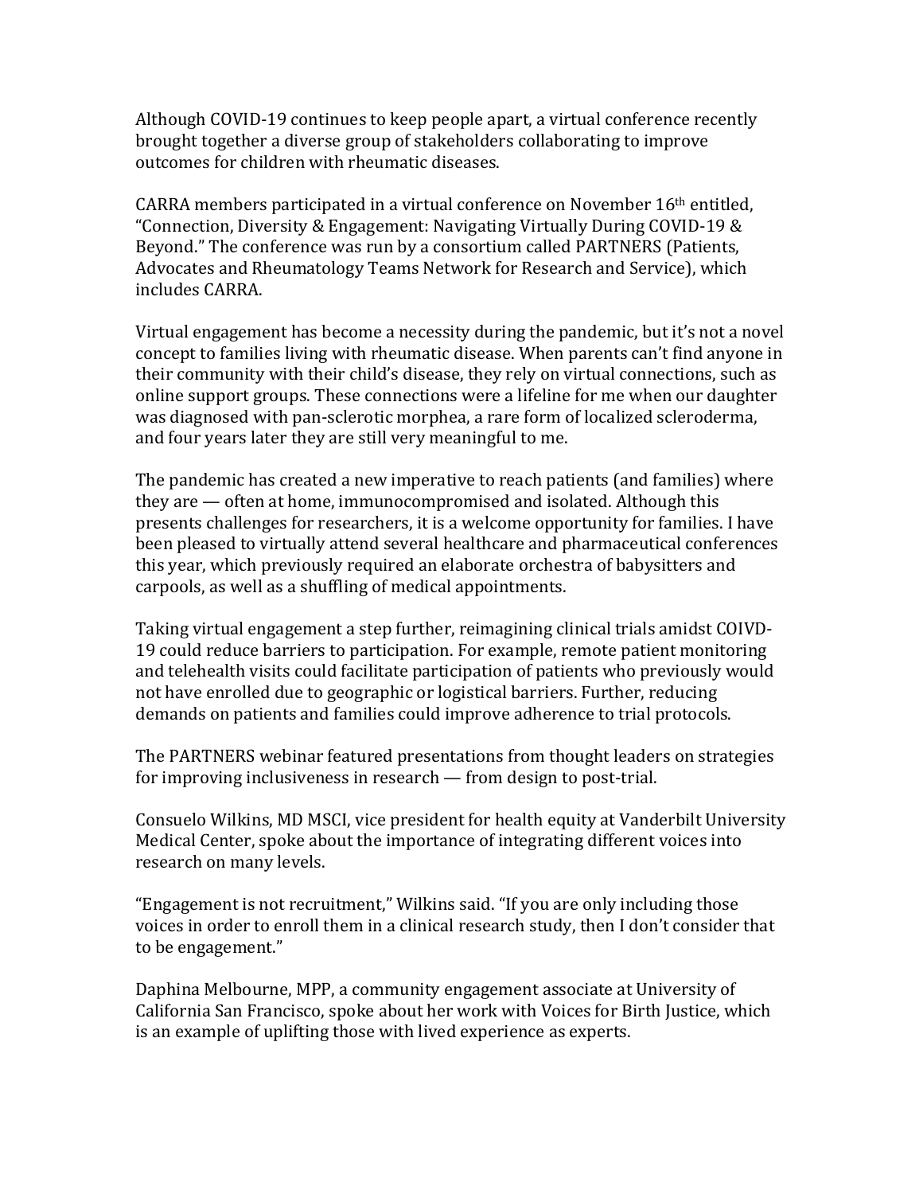Although COVID-19 continues to keep people apart, a virtual conference recently brought together a diverse group of stakeholders collaborating to improve outcomes for children with rheumatic diseases.

CARRA members participated in a virtual conference on November 16th entitled, "Connection, Diversity & Engagement: Navigating Virtually During COVID-19 & Beyond." The conference was run by a consortium called PARTNERS (Patients, Advocates and Rheumatology Teams Network for Research and Service), which includes CARRA.

Virtual engagement has become a necessity during the pandemic, but it's not a novel concept to families living with rheumatic disease. When parents can't find anyone in their community with their child's disease, they rely on virtual connections, such as online support groups. These connections were a lifeline for me when our daughter was diagnosed with pan-sclerotic morphea, a rare form of localized scleroderma, and four years later they are still very meaningful to me.

The pandemic has created a new imperative to reach patients (and families) where they are — often at home, immunocompromised and isolated. Although this presents challenges for researchers, it is a welcome opportunity for families. I have been pleased to virtually attend several healthcare and pharmaceutical conferences this year, which previously required an elaborate orchestra of babysitters and carpools, as well as a shuffling of medical appointments.

Taking virtual engagement a step further, reimagining clinical trials amidst COIVD-19 could reduce barriers to participation. For example, remote patient monitoring and telehealth visits could facilitate participation of patients who previously would not have enrolled due to geographic or logistical barriers. Further, reducing demands on patients and families could improve adherence to trial protocols.

The PARTNERS webinar featured presentations from thought leaders on strategies for improving inclusiveness in research — from design to post-trial.

Consuelo Wilkins, MD MSCI, vice president for health equity at Vanderbilt University Medical Center, spoke about the importance of integrating different voices into research on many levels.

"Engagement is not recruitment," Wilkins said. "If you are only including those voices in order to enroll them in a clinical research study, then I don't consider that to be engagement."

Daphina Melbourne, MPP, a community engagement associate at University of California San Francisco, spoke about her work with Voices for Birth Justice, which is an example of uplifting those with lived experience as experts.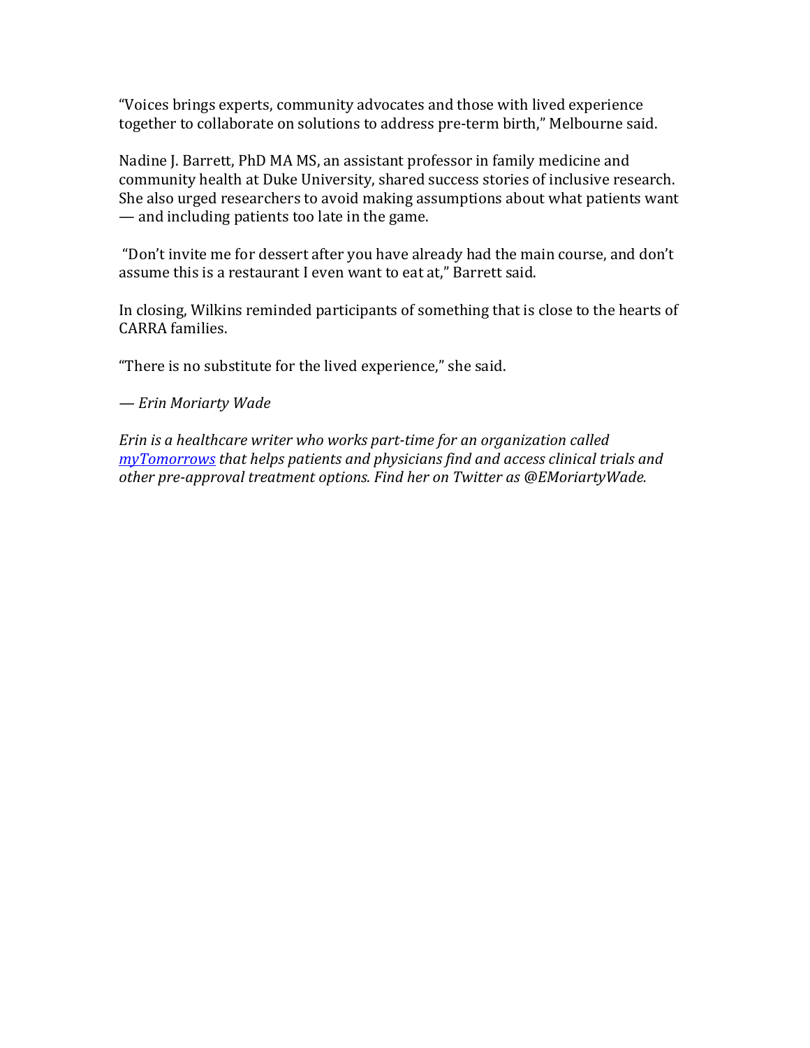"Voices brings experts, community advocates and those with lived experience together to collaborate on solutions to address pre-term birth," Melbourne said.

Nadine J. Barrett, PhD MA MS, an assistant professor in family medicine and community health at Duke University, shared success stories of inclusive research. She also urged researchers to avoid making assumptions about what patients want — and including patients too late in the game.

"Don't invite me for dessert after you have already had the main course, and don't assume this is a restaurant I even want to eat at," Barrett said.

In closing, Wilkins reminded participants of something that is close to the hearts of CARRA families.

"There is no substitute for the lived experience," she said.

*— Erin Moriarty Wade*

*Erin is a healthcare writer who works part-time for an organization called [myTomorrows] that helps patients and physicians find and access clinical trials and other pre-approval treatment options. Find her on Twitter as @EMoriartyWade.*